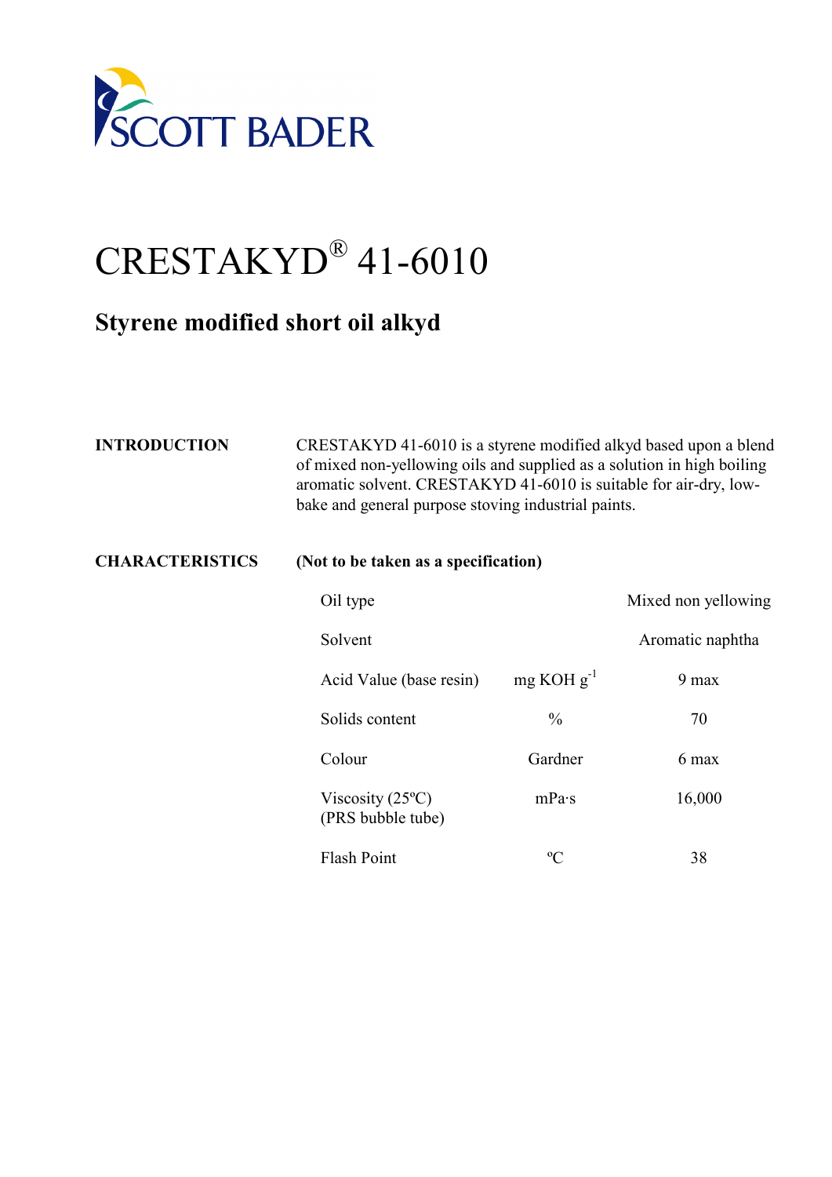SCOTT BADER

# CRESTAKYD® 41-6010

## Styrene modified short oil alkyd

**INTRODUCTION**

CRESTAKYD 41-6010 is a styrene modified alkyd based upon a blend of mixed non-yellowing oils and supplied as a solution in high boiling aromatic solvent. CRESTAKYD 41-6010 is suitable for air-dry, low-bake and general purpose stoving industrial paints.

**CHARACTERISTICS**

**(Not to be taken as a specification)**

| | | |
|---|---|---|
| Oil type | | Mixed non yellowing |
| Solvent | | Aromatic naphtha |
| Acid Value (base resin) | mg KOH $g^{-1}$ | 9 max |
| Solids content | % | 70 |
| Colour | Gardner | 6 max |
| Viscosity (25ºC) (PRS bubble tube) | mPa·s | 16,000 |
| Flash Point | ºC | 38 |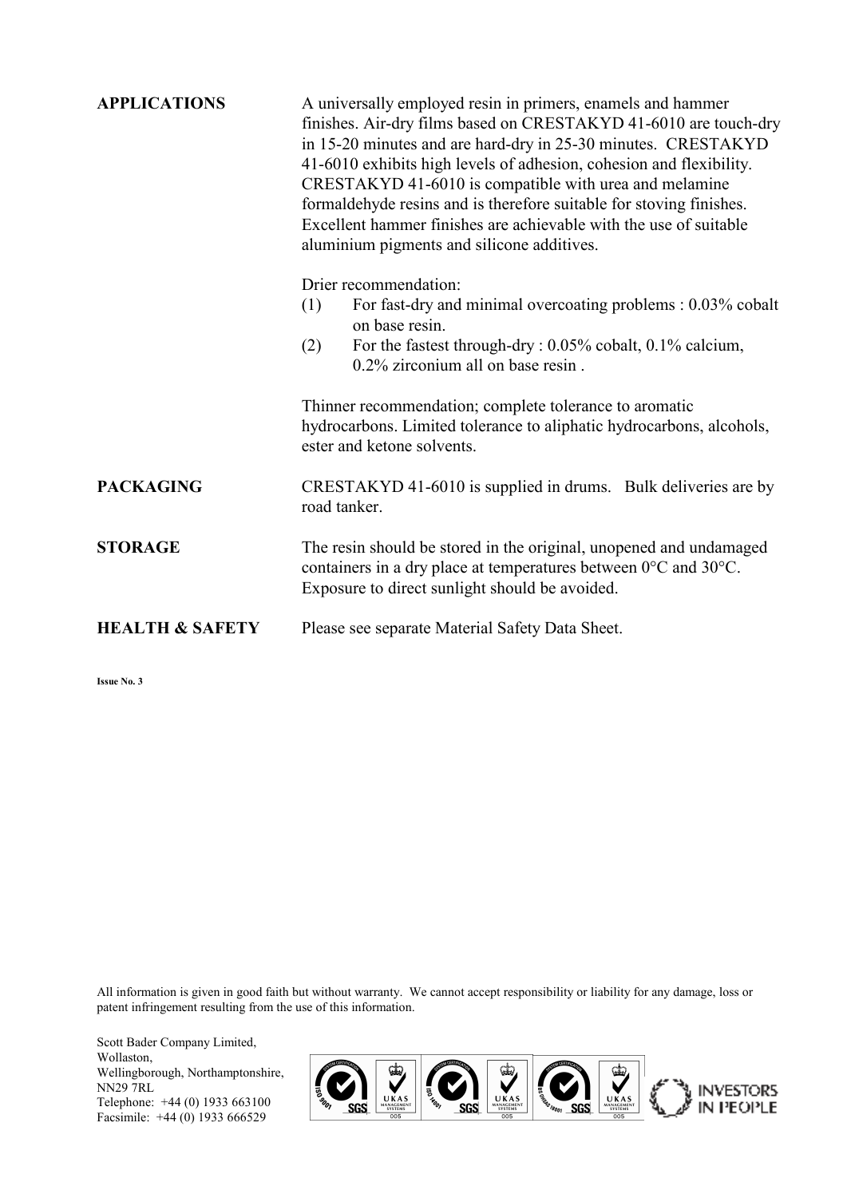## APPLICATIONS

A universally employed resin in primers, enamels and hammer finishes. Air-dry films based on CRESTAKYD 41-6010 are touch-dry in 15-20 minutes and are hard-dry in 25-30 minutes. CRESTAKYD 41-6010 exhibits high levels of adhesion, cohesion and flexibility. CRESTAKYD 41-6010 is compatible with urea and melamine formaldehyde resins and is therefore suitable for stoving finishes. Excellent hammer finishes are achievable with the use of suitable aluminium pigments and silicone additives.

Drier recommendation:

(1) For fast-dry and minimal overcoating problems : 0.03% cobalt on base resin.

(2) For the fastest through-dry : 0.05% cobalt, 0.1% calcium, 0.2% zirconium all on base resin .

Thinner recommendation; complete tolerance to aromatic hydrocarbons. Limited tolerance to aliphatic hydrocarbons, alcohols, ester and ketone solvents.

## PACKAGING

CRESTAKYD 41-6010 is supplied in drums. Bulk deliveries are by road tanker.

## STORAGE

The resin should be stored in the original, unopened and undamaged containers in a dry place at temperatures between 0°C and 30°C. Exposure to direct sunlight should be avoided.

## HEALTH & SAFETY

Please see separate Material Safety Data Sheet.

**Issue No. 3**

All information is given in good faith but without warranty. We cannot accept responsibility or liability for any damage, loss or patent infringement resulting from the use of this information.

Scott Bader Company Limited,
Wollaston,
Wellingborough, Northamptonshire,
NN29 7RL
Telephone: +44 (0) 1933 663100
Facsimile: +44 (0) 1933 666529